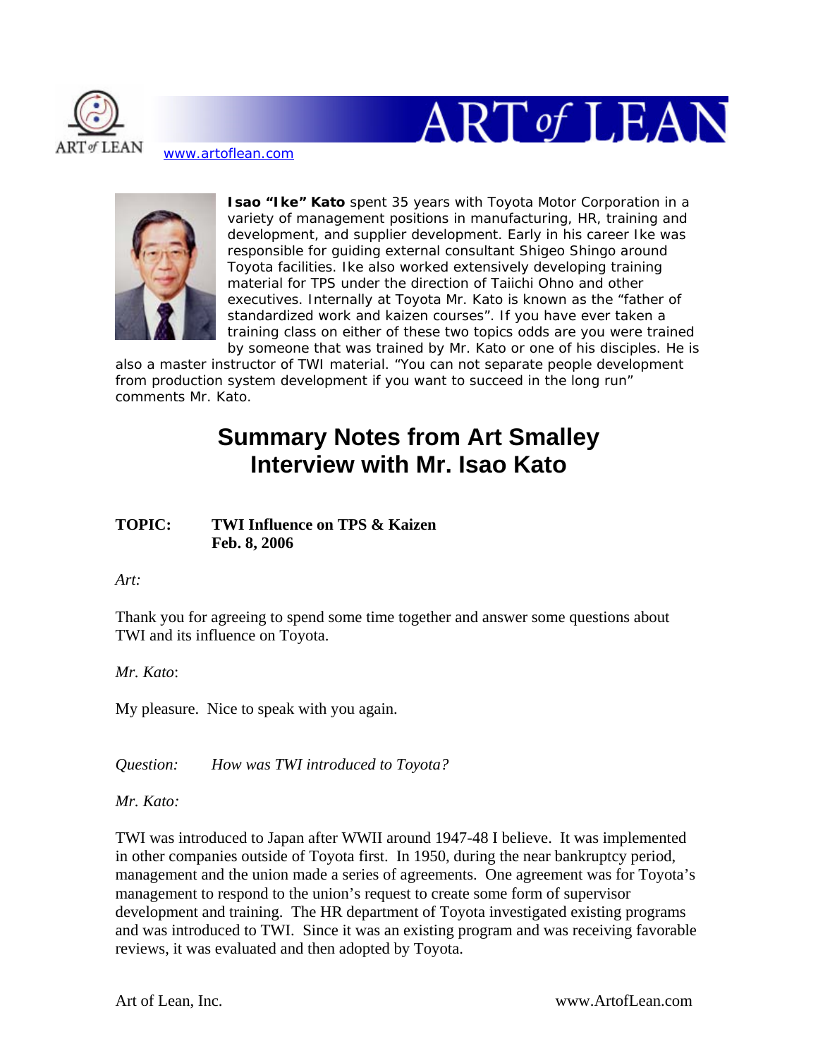www.artoflean.com

**Isao "Ike" Kato** spent 35 years with Toyota Motor Corporation in a variety of management positions in manufacturing, HR, training and development, and supplier development. Early in his career Ike was responsible for guiding external consultant Shigeo Shingo around Toyota facilities. Ike also worked extensively developing training material for TPS under the direction of Taiichi Ohno and other executives. Internally at Toyota Mr. Kato is known as the "father of standardized work and kaizen courses". If you have ever taken a training class on either of these two topics odds are you were trained by someone that was trained by Mr. Kato or one of his disciples. He is also a master instructor of TWI material. "You can not separate people development from production system development if you want to succeed in the long run" comments Mr. Kato.

# Summary Notes from Art Smalley Interview with Mr. Isao Kato

**TOPIC:** **TWI Influence on TPS & Kaizen**
**Feb. 8, 2006**

*Art:*

Thank you for agreeing to spend some time together and answer some questions about TWI and its influence on Toyota.

*Mr. Kato*:

My pleasure. Nice to speak with you again.

*Question:* *How was TWI introduced to Toyota?*

*Mr. Kato:*

TWI was introduced to Japan after WWII around 1947-48 I believe. It was implemented in other companies outside of Toyota first. In 1950, during the near bankruptcy period, management and the union made a series of agreements. One agreement was for Toyota's management to respond to the union's request to create some form of supervisor development and training. The HR department of Toyota investigated existing programs and was introduced to TWI. Since it was an existing program and was receiving favorable reviews, it was evaluated and then adopted by Toyota.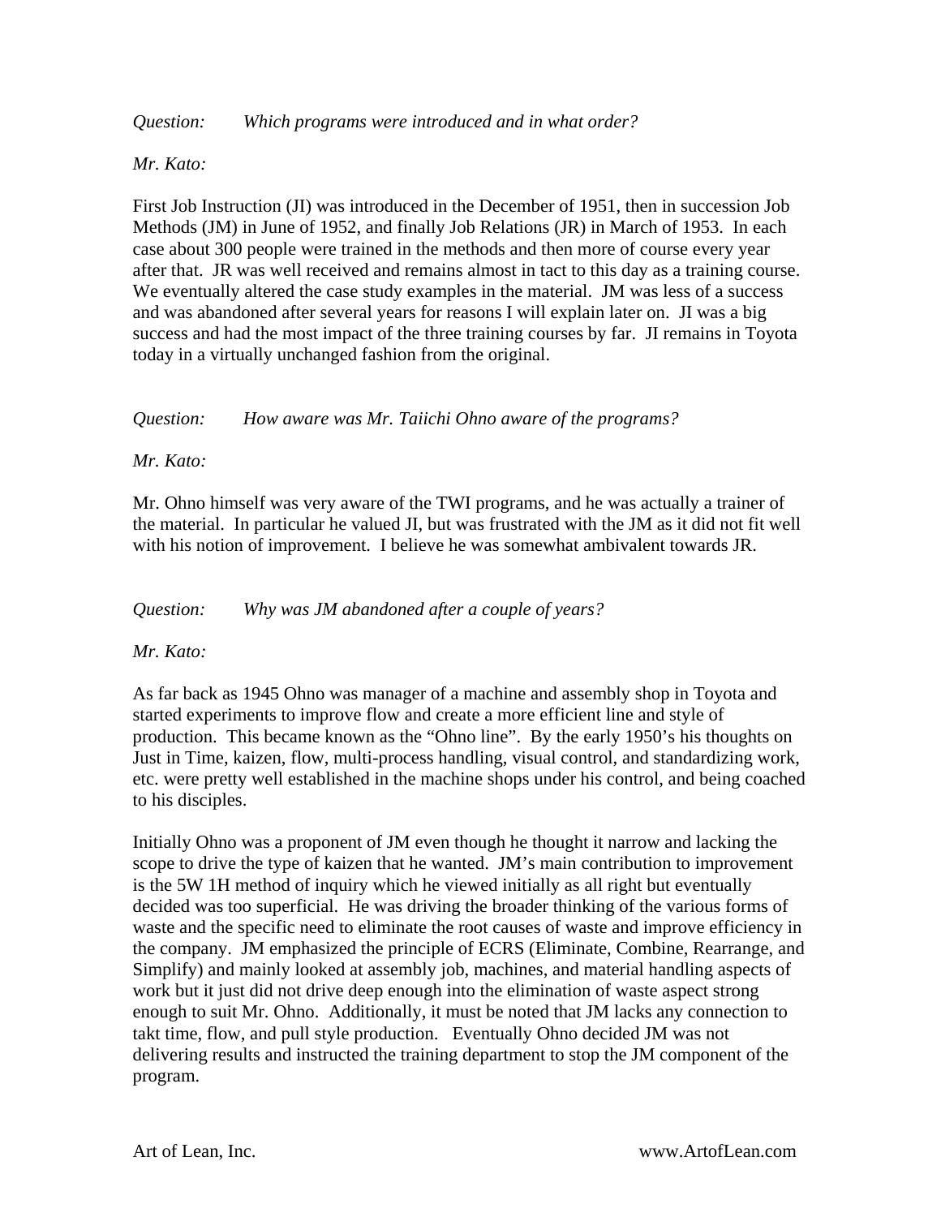*Question: Which programs were introduced and in what order?*

*Mr. Kato:*

First Job Instruction (JI) was introduced in the December of 1951, then in succession Job Methods (JM) in June of 1952, and finally Job Relations (JR) in March of 1953. In each case about 300 people were trained in the methods and then more of course every year after that. JR was well received and remains almost in tact to this day as a training course. We eventually altered the case study examples in the material. JM was less of a success and was abandoned after several years for reasons I will explain later on. JI was a big success and had the most impact of the three training courses by far. JI remains in Toyota today in a virtually unchanged fashion from the original.

*Question: How aware was Mr. Taiichi Ohno aware of the programs?*

*Mr. Kato:*

Mr. Ohno himself was very aware of the TWI programs, and he was actually a trainer of the material. In particular he valued JI, but was frustrated with the JM as it did not fit well with his notion of improvement. I believe he was somewhat ambivalent towards JR.

*Question: Why was JM abandoned after a couple of years?*

*Mr. Kato:*

As far back as 1945 Ohno was manager of a machine and assembly shop in Toyota and started experiments to improve flow and create a more efficient line and style of production. This became known as the "Ohno line". By the early 1950's his thoughts on Just in Time, kaizen, flow, multi-process handling, visual control, and standardizing work, etc. were pretty well established in the machine shops under his control, and being coached to his disciples.

Initially Ohno was a proponent of JM even though he thought it narrow and lacking the scope to drive the type of kaizen that he wanted. JM's main contribution to improvement is the 5W 1H method of inquiry which he viewed initially as all right but eventually decided was too superficial. He was driving the broader thinking of the various forms of waste and the specific need to eliminate the root causes of waste and improve efficiency in the company. JM emphasized the principle of ECRS (Eliminate, Combine, Rearrange, and Simplify) and mainly looked at assembly job, machines, and material handling aspects of work but it just did not drive deep enough into the elimination of waste aspect strong enough to suit Mr. Ohno. Additionally, it must be noted that JM lacks any connection to takt time, flow, and pull style production. Eventually Ohno decided JM was not delivering results and instructed the training department to stop the JM component of the program.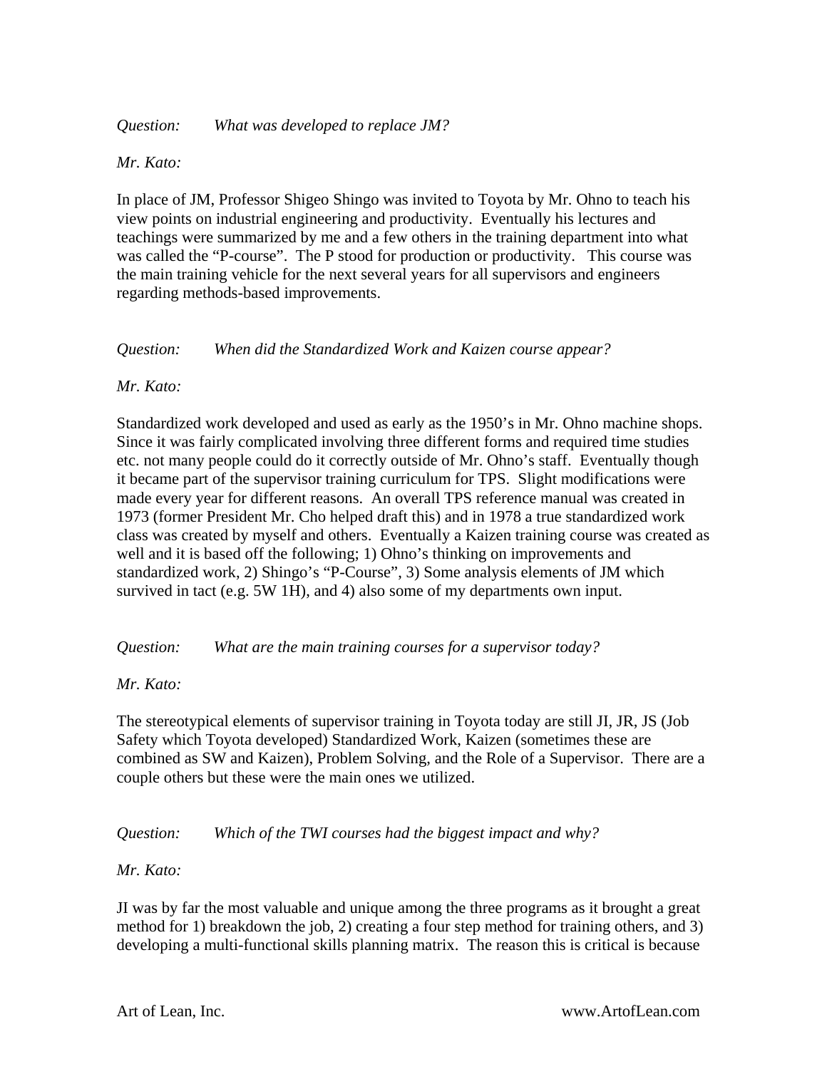*Question:* *What was developed to replace JM?*

*Mr. Kato:*

In place of JM, Professor Shigeo Shingo was invited to Toyota by Mr. Ohno to teach his view points on industrial engineering and productivity. Eventually his lectures and teachings were summarized by me and a few others in the training department into what was called the "P-course". The P stood for production or productivity. This course was the main training vehicle for the next several years for all supervisors and engineers regarding methods-based improvements.

*Question:* *When did the Standardized Work and Kaizen course appear?*

*Mr. Kato:*

Standardized work developed and used as early as the 1950's in Mr. Ohno machine shops. Since it was fairly complicated involving three different forms and required time studies etc. not many people could do it correctly outside of Mr. Ohno's staff. Eventually though it became part of the supervisor training curriculum for TPS. Slight modifications were made every year for different reasons. An overall TPS reference manual was created in 1973 (former President Mr. Cho helped draft this) and in 1978 a true standardized work class was created by myself and others. Eventually a Kaizen training course was created as well and it is based off the following; 1) Ohno's thinking on improvements and standardized work, 2) Shingo's "P-Course", 3) Some analysis elements of JM which survived in tact (e.g. 5W 1H), and 4) also some of my departments own input.

*Question:* *What are the main training courses for a supervisor today?*

*Mr. Kato:*

The stereotypical elements of supervisor training in Toyota today are still JI, JR, JS (Job Safety which Toyota developed) Standardized Work, Kaizen (sometimes these are combined as SW and Kaizen), Problem Solving, and the Role of a Supervisor. There are a couple others but these were the main ones we utilized.

*Question:* *Which of the TWI courses had the biggest impact and why?*

*Mr. Kato:*

JI was by far the most valuable and unique among the three programs as it brought a great method for 1) breakdown the job, 2) creating a four step method for training others, and 3) developing a multi-functional skills planning matrix. The reason this is critical is because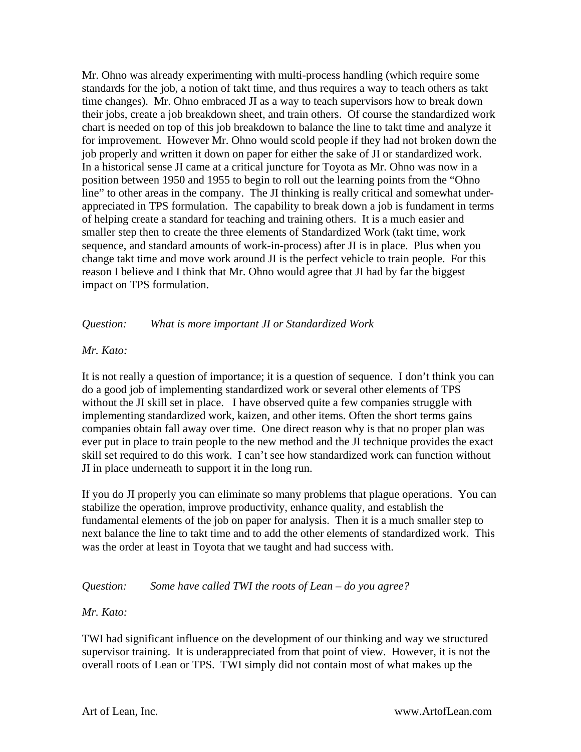Mr. Ohno was already experimenting with multi-process handling (which require some standards for the job, a notion of takt time, and thus requires a way to teach others as takt time changes). Mr. Ohno embraced JI as a way to teach supervisors how to break down their jobs, create a job breakdown sheet, and train others. Of course the standardized work chart is needed on top of this job breakdown to balance the line to takt time and analyze it for improvement. However Mr. Ohno would scold people if they had not broken down the job properly and written it down on paper for either the sake of JI or standardized work. In a historical sense JI came at a critical juncture for Toyota as Mr. Ohno was now in a position between 1950 and 1955 to begin to roll out the learning points from the "Ohno line" to other areas in the company. The JI thinking is really critical and somewhat under-appreciated in TPS formulation. The capability to break down a job is fundament in terms of helping create a standard for teaching and training others. It is a much easier and smaller step then to create the three elements of Standardized Work (takt time, work sequence, and standard amounts of work-in-process) after JI is in place. Plus when you change takt time and move work around JI is the perfect vehicle to train people. For this reason I believe and I think that Mr. Ohno would agree that JI had by far the biggest impact on TPS formulation.

*Question: What is more important JI or Standardized Work*

*Mr. Kato:*

It is not really a question of importance; it is a question of sequence. I don't think you can do a good job of implementing standardized work or several other elements of TPS without the JI skill set in place. I have observed quite a few companies struggle with implementing standardized work, kaizen, and other items. Often the short terms gains companies obtain fall away over time. One direct reason why is that no proper plan was ever put in place to train people to the new method and the JI technique provides the exact skill set required to do this work. I can't see how standardized work can function without JI in place underneath to support it in the long run.

If you do JI properly you can eliminate so many problems that plague operations. You can stabilize the operation, improve productivity, enhance quality, and establish the fundamental elements of the job on paper for analysis. Then it is a much smaller step to next balance the line to takt time and to add the other elements of standardized work. This was the order at least in Toyota that we taught and had success with.

*Question: Some have called TWI the roots of Lean – do you agree?*

*Mr. Kato:*

TWI had significant influence on the development of our thinking and way we structured supervisor training. It is underappreciated from that point of view. However, it is not the overall roots of Lean or TPS. TWI simply did not contain most of what makes up the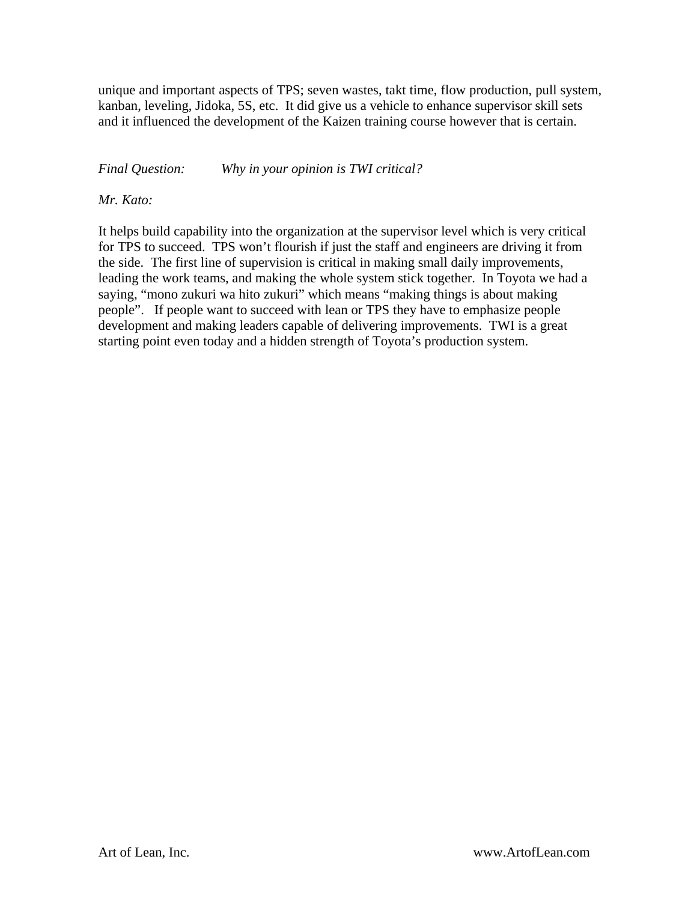unique and important aspects of TPS; seven wastes, takt time, flow production, pull system, kanban, leveling, Jidoka, 5S, etc. It did give us a vehicle to enhance supervisor skill sets and it influenced the development of the Kaizen training course however that is certain.

*Final Question:* *Why in your opinion is TWI critical?*

*Mr. Kato:*

It helps build capability into the organization at the supervisor level which is very critical for TPS to succeed. TPS won't flourish if just the staff and engineers are driving it from the side. The first line of supervision is critical in making small daily improvements, leading the work teams, and making the whole system stick together. In Toyota we had a saying, "mono zukuri wa hito zukuri" which means "making things is about making people". If people want to succeed with lean or TPS they have to emphasize people development and making leaders capable of delivering improvements. TWI is a great starting point even today and a hidden strength of Toyota's production system.